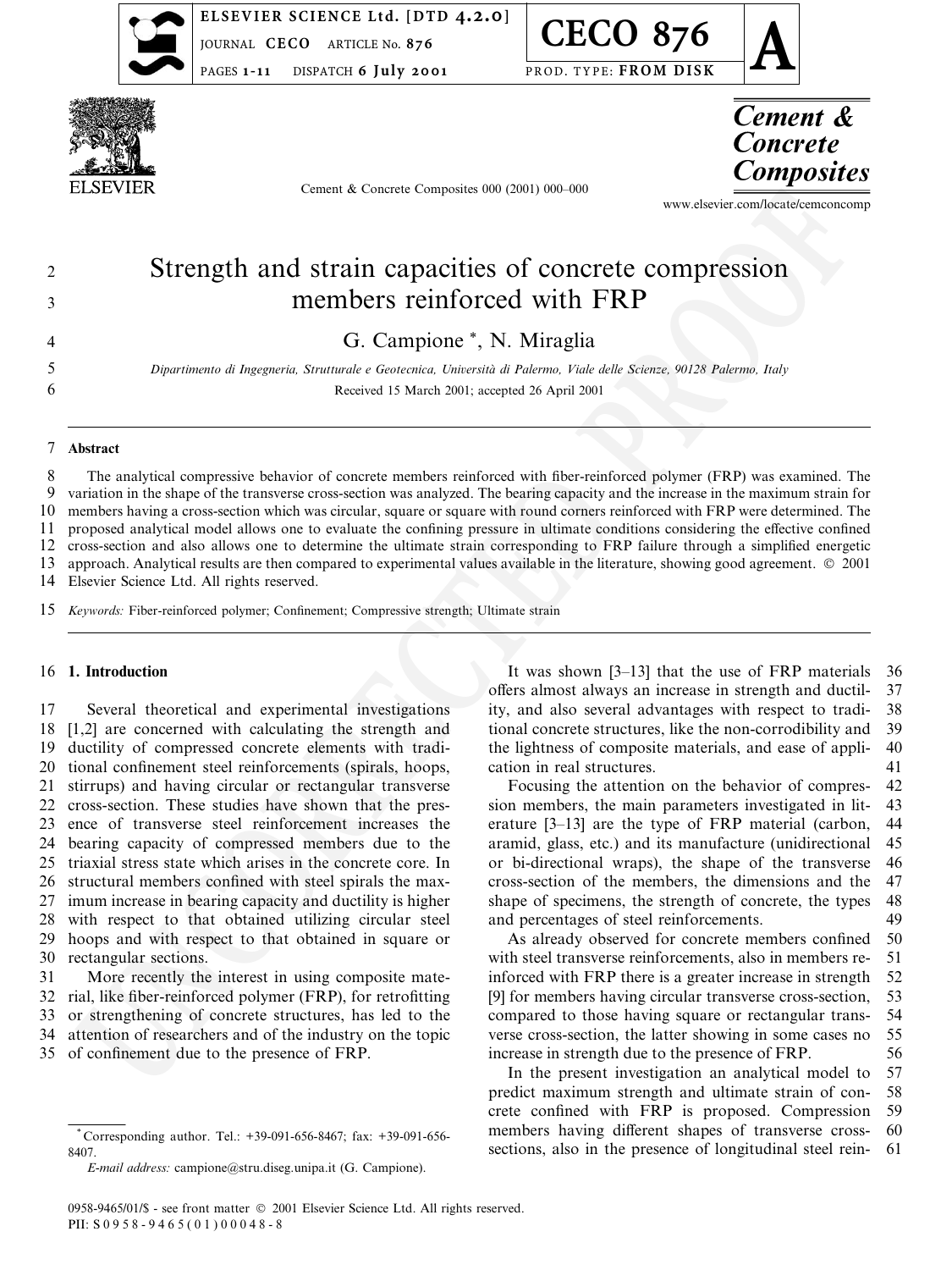# Strength and strain capacities of concrete compression members reinforced with FRP

G. Campione *, N. Miraglia

*Dipartimento di Ingegneria, Strutturale e Geotecnica, Università di Palermo, Viale delle Scienze, 90128 Palermo, Italy*

Received 15 March 2001; accepted 26 April 2001

## Abstract

The analytical compressive behavior of concrete members reinforced with fiber-reinforced polymer (FRP) was examined. The variation in the shape of the transverse cross-section was analyzed. The bearing capacity and the increase in the maximum strain for members having a cross-section which was circular, square or square with round corners reinforced with FRP were determined. The proposed analytical model allows one to evaluate the confining pressure in ultimate conditions considering the effective confined cross-section and also allows one to determine the ultimate strain corresponding to FRP failure through a simplified energetic approach. Analytical results are then compared to experimental values available in the literature, showing good agreement. © 2001 Elsevier Science Ltd. All rights reserved.

*Keywords:* Fiber-reinforced polymer; Confinement; Compressive strength; Ultimate strain

## 1. Introduction

Several theoretical and experimental investigations [1,2] are concerned with calculating the strength and ductility of compressed concrete elements with traditional confinement steel reinforcements (spirals, hoops, stirrups) and having circular or rectangular transverse cross-section. These studies have shown that the presence of transverse steel reinforcement increases the bearing capacity of compressed members due to the triaxial stress state which arises in the concrete core. In structural members confined with steel spirals the maximum increase in bearing capacity and ductility is higher with respect to that obtained utilizing circular steel hoops and with respect to that obtained in square or rectangular sections.

More recently the interest in using composite material, like fiber-reinforced polymer (FRP), for retrofitting or strengthening of concrete structures, has led to the attention of researchers and of the industry on the topic of confinement due to the presence of FRP.

It was shown [3–13] that the use of FRP materials offers almost always an increase in strength and ductility, and also several advantages with respect to traditional concrete structures, like the non-corrodibility and the lightness of composite materials, and ease of application in real structures.

Focusing the attention on the behavior of compression members, the main parameters investigated in literature [3–13] are the type of FRP material (carbon, aramid, glass, etc.) and its manufacture (unidirectional or bi-directional wraps), the shape of the transverse cross-section of the members, the dimensions and the shape of specimens, the strength of concrete, the types and percentages of steel reinforcements.

As already observed for concrete members confined with steel transverse reinforcements, also in members reinforced with FRP there is a greater increase in strength [9] for members having circular transverse cross-section, compared to those having square or rectangular transverse cross-section, the latter showing in some cases no increase in strength due to the presence of FRP.

In the present investigation an analytical model to predict maximum strength and ultimate strain of concrete confined with FRP is proposed. Compression members having different shapes of transverse cross-sections, also in the presence of longitudinal steel rein-

---

* Corresponding author. Tel.: +39-091-656-8467; fax: +39-091-656-8407.
*E-mail address:* campione@stru.diseg.unipa.it (G. Campione).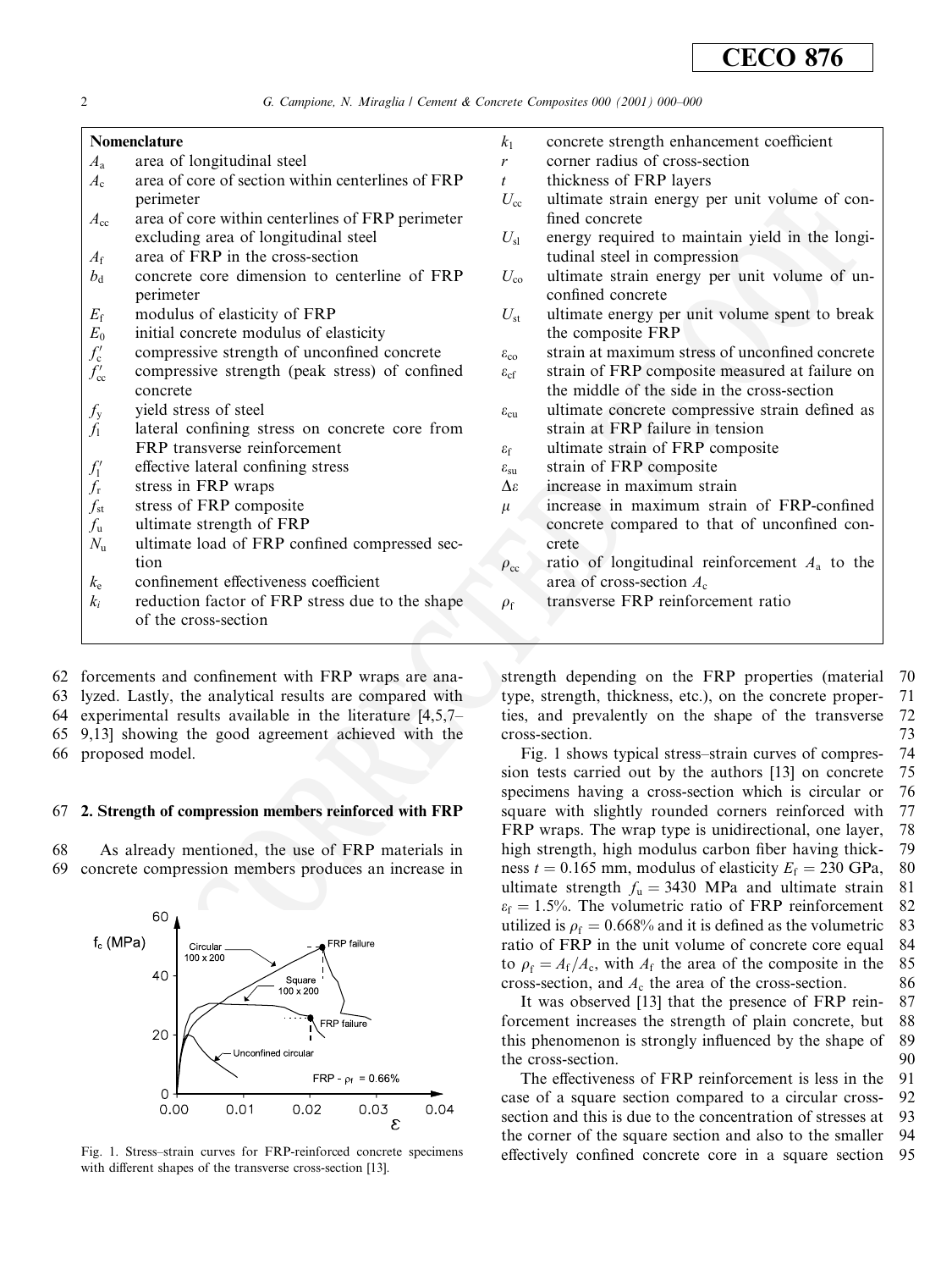## Nomenclature

| | | | |
|---|---|---|---|
| $A_a$ | area of longitudinal steel | $k_1$ | concrete strength enhancement coefficient |
| $A_c$ | area of core of section within centerlines of FRP perimeter | $r$ | corner radius of cross-section |
| $A_{cc}$ | area of core within centerlines of FRP perimeter excluding area of longitudinal steel | $t$ | thickness of FRP layers |
| $A_f$ | area of FRP in the cross-section | $U_{cc}$ | ultimate strain energy per unit volume of confined concrete |
| $b_d$ | concrete core dimension to centerline of FRP perimeter | $U_{sl}$ | energy required to maintain yield in the longitudinal steel in compression |
| $E_f$ | modulus of elasticity of FRP | $U_{co}$ | ultimate strain energy per unit volume of unconfined concrete |
| $E_0$ | initial concrete modulus of elasticity | $U_{st}$ | ultimate energy per unit volume spent to break the composite FRP |
| $f'_c$ | compressive strength of unconfined concrete | $\varepsilon_{co}$ | strain at maximum stress of unconfined concrete |
| $f'_{cc}$ | compressive strength (peak stress) of confined concrete | $\varepsilon_{cf}$ | strain of FRP composite measured at failure on the middle of the side in the cross-section |
| $f_y$ | yield stress of steel | $\varepsilon_{cu}$ | ultimate concrete compressive strain defined as strain at FRP failure in tension |
| $f_l$ | lateral confining stress on concrete core from FRP transverse reinforcement | $\varepsilon_f$ | ultimate strain of FRP composite |
| $f'_l$ | effective lateral confining stress | $\varepsilon_{su}$ | strain of FRP composite |
| $f_r$ | stress in FRP wraps | $\Delta\varepsilon$ | increase in maximum strain |
| $f_{st}$ | stress of FRP composite | $\mu$ | increase in maximum strain of FRP-confined concrete compared to that of unconfined concrete |
| $f_u$ | ultimate strength of FRP | $\rho_{cc}$ | ratio of longitudinal reinforcement $A_a$ to the area of cross-section $A_c$ |
| $N_u$ | ultimate load of FRP confined compressed section | $\rho_f$ | transverse FRP reinforcement ratio |
| $k_e$ | confinement effectiveness coefficient | | |
| $k_i$ | reduction factor of FRP stress due to the shape of the cross-section | | |

forcements and confinement with FRP wraps are analyzed. Lastly, the analytical results are compared with experimental results available in the literature [4,5,7–9,13] showing the good agreement achieved with the proposed model.

## 2. Strength of compression members reinforced with FRP

As already mentioned, the use of FRP materials in concrete compression members produces an increase in strength depending on the FRP properties (material type, strength, thickness, etc.), on the concrete properties, and prevalently on the shape of the transverse cross-section.

Fig. 1. Stress–strain curves for FRP-reinforced concrete specimens with different shapes of the transverse cross-section [13].

Fig. 1 shows typical stress–strain curves of compression tests carried out by the authors [13] on concrete specimens having a cross-section which is circular or square with slightly rounded corners reinforced with FRP wraps. The wrap type is unidirectional, one layer, high strength, high modulus carbon fiber having thickness $t = 0.165$ mm, modulus of elasticity $E_f = 230$ GPa, ultimate strength $f_u = 3430$ MPa and ultimate strain $\varepsilon_f = 1.5\%$. The volumetric ratio of FRP reinforcement utilized is $\rho_f = 0.668\%$ and it is defined as the volumetric ratio of FRP in the unit volume of concrete core equal to $\rho_f = A_f/A_c$, with $A_f$ the area of the composite in the cross-section, and $A_c$ the area of the cross-section.

It was observed [13] that the presence of FRP reinforcement increases the strength of plain concrete, but this phenomenon is strongly influenced by the shape of the cross-section.

The effectiveness of FRP reinforcement is less in the case of a square section compared to a circular cross-section and this is due to the concentration of stresses at the corner of the square section and also to the smaller effectively confined concrete core in a square section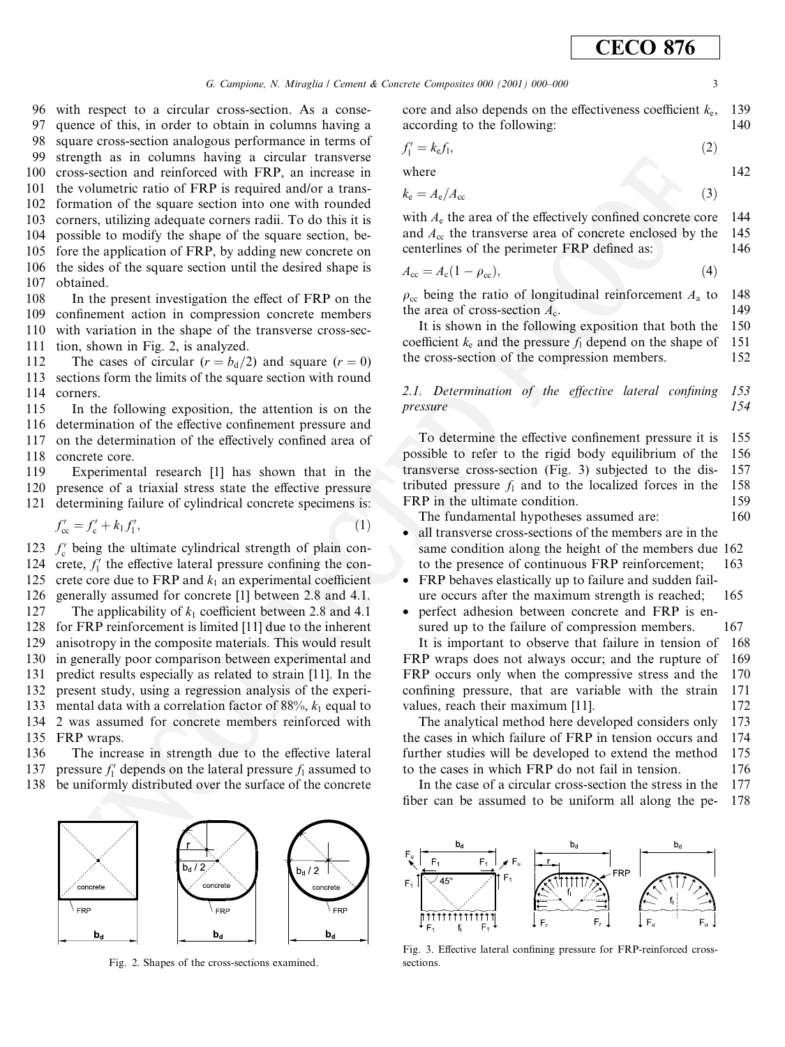with respect to a circular cross-section. As a consequence of this, in order to obtain in columns having a square cross-section analogous performance in terms of strength as in columns having a circular transverse cross-section and reinforced with FRP, an increase in the volumetric ratio of FRP is required and/or a transformation of the square section into one with rounded corners, utilizing adequate corners radii. To do this it is possible to modify the shape of the square section, before the application of FRP, by adding new concrete on the sides of the square section until the desired shape is obtained.

In the present investigation the effect of FRP on the confinement action in compression concrete members with variation in the shape of the transverse cross-section, shown in Fig. 2, is analyzed.

The cases of circular ($r = b_d/2$) and square ($r = 0$) sections form the limits of the square section with round corners.

In the following exposition, the attention is on the determination of the effective confinement pressure and on the determination of the effectively confined area of concrete core.

Experimental research [1] has shown that in the presence of a triaxial stress state the effective pressure determining failure of cylindrical concrete specimens is:

$$f'_{cc} = f'_c + k_1 f'_l, \tag{1}$$

$f'_c$ being the ultimate cylindrical strength of plain concrete, $f'_l$ the effective lateral pressure confining the concrete core due to FRP and $k_1$ an experimental coefficient generally assumed for concrete [1] between 2.8 and 4.1.

The applicability of $k_1$ coefficient between 2.8 and 4.1 for FRP reinforcement is limited [11] due to the inherent anisotropy in the composite materials. This would result in generally poor comparison between experimental and predict results especially as related to strain [11]. In the present study, using a regression analysis of the experimental data with a correlation factor of 88%, $k_1$ equal to 2 was assumed for concrete members reinforced with FRP wraps.

The increase in strength due to the effective lateral pressure $f'_l$ depends on the lateral pressure $f_l$ assumed to be uniformly distributed over the surface of the concrete core and also depends on the effectiveness coefficient $k_e$, according to the following:

$$f'_l = k_e f_l, \tag{2}$$

where

$$k_e = A_e / A_{cc} \tag{3}$$

with $A_e$ the area of the effectively confined concrete core and $A_{cc}$ the transverse area of concrete enclosed by the centerlines of the perimeter FRP defined as:

$$A_{cc} = A_c(1 - \rho_{cc}), \tag{4}$$

$\rho_{cc}$ being the ratio of longitudinal reinforcement $A_a$ to the area of cross-section $A_c$.

It is shown in the following exposition that both the coefficient $k_e$ and the pressure $f_l$ depend on the shape of the cross-section of the compression members.

### 2.1. Determination of the effective lateral confining pressure

To determine the effective confinement pressure it is possible to refer to the rigid body equilibrium of the transverse cross-section (Fig. 3) subjected to the distributed pressure $f_l$ and to the localized forces in the FRP in the ultimate condition.

The fundamental hypotheses assumed are:

- all transverse cross-sections of the members are in the same condition along the height of the members due to the presence of continuous FRP reinforcement;
- FRP behaves elastically up to failure and sudden failure occurs after the maximum strength is reached;
- perfect adhesion between concrete and FRP is ensured up to the failure of compression members.

It is important to observe that failure in tension of FRP wraps does not always occur; and the rupture of FRP occurs only when the compressive stress and the confining pressure, that are variable with the strain values, reach their maximum [11].

The analytical method here developed considers only the cases in which failure of FRP in tension occurs and further studies will be developed to extend the method to the cases in which FRP do not fail in tension.

In the case of a circular cross-section the stress in the fiber can be assumed to be uniform all along the pe-

Fig. 2. Shapes of the cross-sections examined.

Fig. 3. Effective lateral confining pressure for FRP-reinforced cross-sections.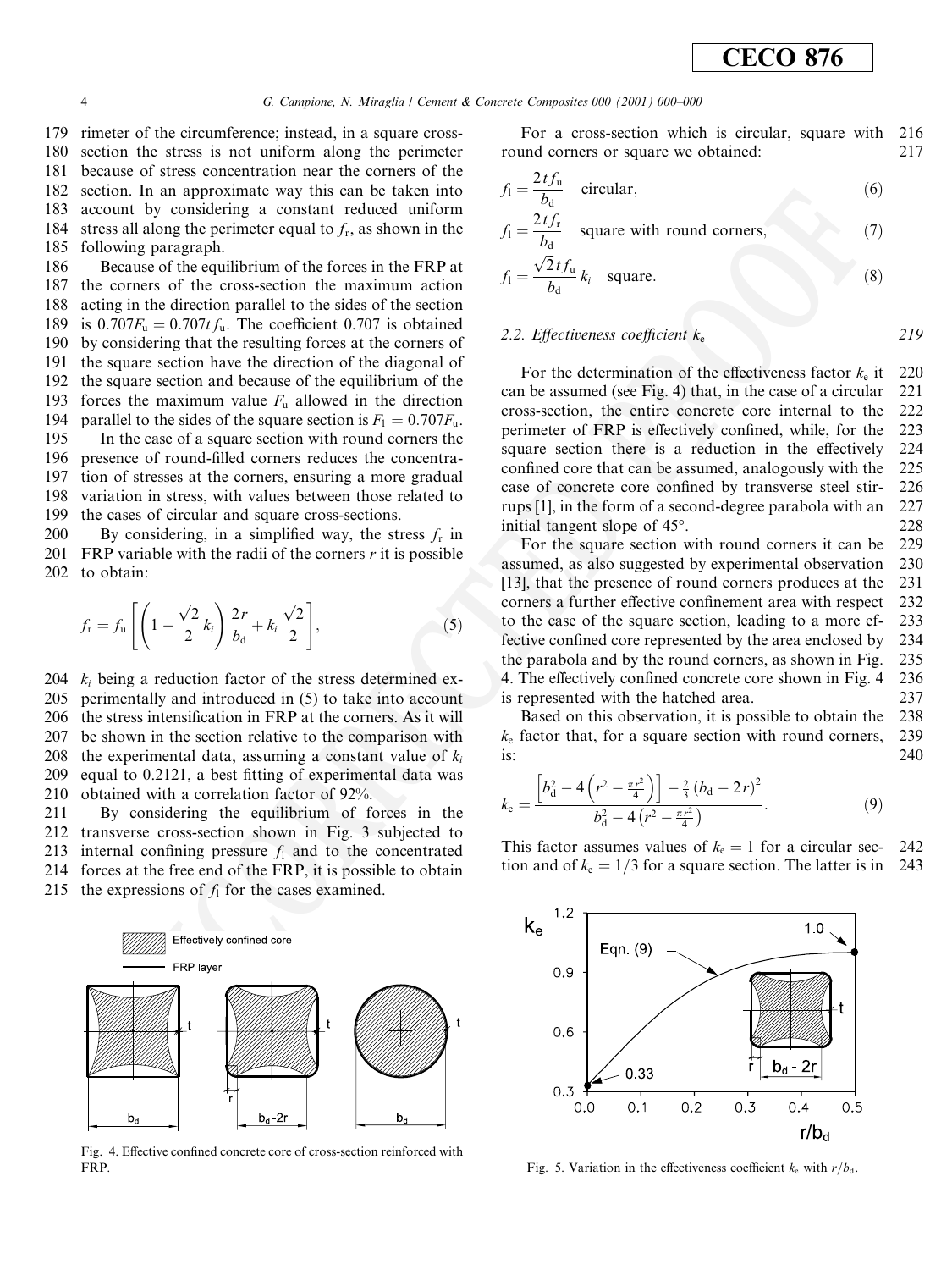rimeter of the circumference; instead, in a square cross-section the stress is not uniform along the perimeter because of stress concentration near the corners of the section. In an approximate way this can be taken into account by considering a constant reduced uniform stress all along the perimeter equal to $f_r$, as shown in the following paragraph.

Because of the equilibrium of the forces in the FRP at the corners of the cross-section the maximum action acting in the direction parallel to the sides of the section is $0.707F_u = 0.707tf_u$. The coefficient 0.707 is obtained by considering that the resulting forces at the corners of the square section have the direction of the diagonal of the square section and because of the equilibrium of the forces the maximum value $F_u$ allowed in the direction parallel to the sides of the square section is $F_l = 0.707F_u$.

In the case of a square section with round corners the presence of round-filled corners reduces the concentration of stresses at the corners, ensuring a more gradual variation in stress, with values between those related to the cases of circular and square cross-sections.

By considering, in a simplified way, the stress $f_r$ in FRP variable with the radii of the corners $r$ it is possible to obtain:

$$f_r = f_u\left[\left(1 - \frac{\sqrt{2}}{2}k_i\right)\frac{2r}{b_d} + k_i\frac{\sqrt{2}}{2}\right], \tag{5}$$

$k_i$ being a reduction factor of the stress determined experimentally and introduced in (5) to take into account the stress intensification in FRP at the corners. As it will be shown in the section relative to the comparison with the experimental data, assuming a constant value of $k_i$ equal to 0.2121, a best fitting of experimental data was obtained with a correlation factor of 92%.

By considering the equilibrium of forces in the transverse cross-section shown in Fig. 3 subjected to internal confining pressure $f_l$ and to the concentrated forces at the free end of the FRP, it is possible to obtain the expressions of $f_l$ for the cases examined.

For a cross-section which is circular, square with round corners or square we obtained:

$$f_l = \frac{2tf_u}{b_d} \quad \text{circular}, \tag{6}$$

$$f_l = \frac{2tf_r}{b_d} \quad \text{square with round corners}, \tag{7}$$

$$f_l = \frac{\sqrt{2}tf_u}{b_d}k_i \quad \text{square}. \tag{8}$$

### 2.2. Effectiveness coefficient $k_e$

For the determination of the effectiveness factor $k_e$ it can be assumed (see Fig. 4) that, in the case of a circular cross-section, the entire concrete core internal to the perimeter of FRP is effectively confined, while, for the square section there is a reduction in the effectively confined core that can be assumed, analogously with the case of concrete core confined by transverse steel stirrups [1], in the form of a second-degree parabola with an initial tangent slope of 45°.

For the square section with round corners it can be assumed, as also suggested by experimental observation [13], that the presence of round corners produces at the corners a further effective confinement area with respect to the case of the square section, leading to a more effective confined core represented by the area enclosed by the parabola and by the round corners, as shown in Fig. 4. The effectively confined concrete core shown in Fig. 4 is represented with the hatched area.

Based on this observation, it is possible to obtain the $k_e$ factor that, for a square section with round corners, is:

$$k_e = \frac{\left[b_d^2 - 4\left(r^2 - \frac{\pi r^2}{4}\right)\right] - \frac{2}{3}(b_d - 2r)^2}{b_d^2 - 4\left(r^2 - \frac{\pi r^2}{4}\right)}. \tag{9}$$

This factor assumes values of $k_e = 1$ for a circular section and of $k_e = 1/3$ for a square section. The latter is in

Fig. 4. Effective confined concrete core of cross-section reinforced with FRP.

Fig. 5. Variation in the effectiveness coefficient $k_e$ with $r/b_d$.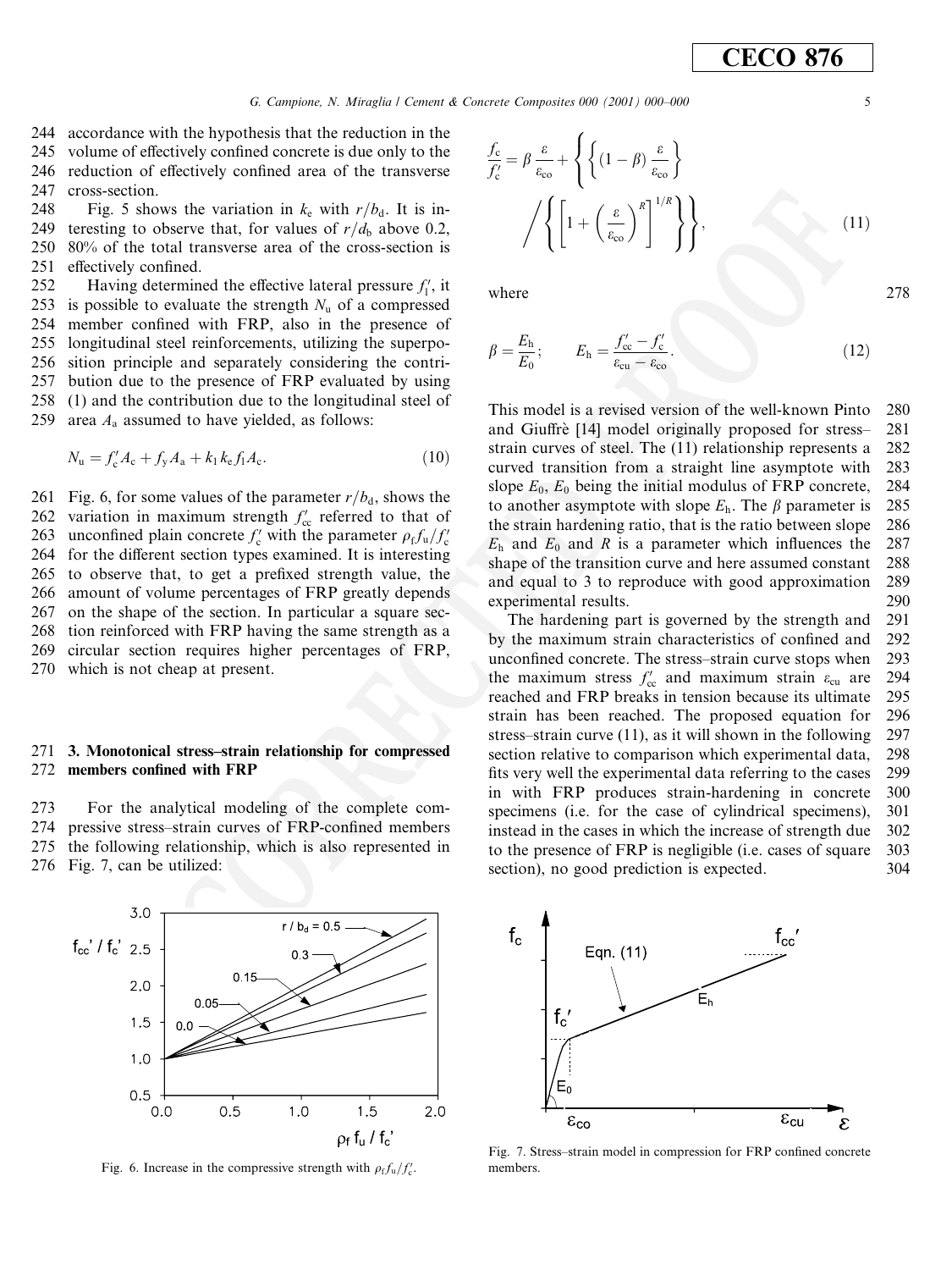accordance with the hypothesis that the reduction in the volume of effectively confined concrete is due only to the reduction of effectively confined area of the transverse cross-section.

Fig. 5 shows the variation in $k_e$ with $r/b_d$. It is interesting to observe that, for values of $r/d_b$ above 0.2, 80% of the total transverse area of the cross-section is effectively confined.

Having determined the effective lateral pressure $f_l'$, it is possible to evaluate the strength $N_u$ of a compressed member confined with FRP, also in the presence of longitudinal steel reinforcements, utilizing the superposition principle and separately considering the contribution due to the presence of FRP evaluated by using (1) and the contribution due to the longitudinal steel of area $A_a$ assumed to have yielded, as follows:

$$N_u = f_c' A_c + f_y A_a + k_1 k_e f_l A_c. \tag{10}$$

Fig. 6, for some values of the parameter $r/b_d$, shows the variation in maximum strength $f_{cc}'$ referred to that of unconfined plain concrete $f_c'$ with the parameter $\rho_f f_u / f_c'$ for the different section types examined. It is interesting to observe that, to get a prefixed strength value, the amount of volume percentages of FRP greatly depends on the shape of the section. In particular a square section reinforced with FRP having the same strength as a circular section requires higher percentages of FRP, which is not cheap at present.

Fig. 6. Increase in the compressive strength with $\rho_f f_u / f_c'$.

## 3. Monotonical stress–strain relationship for compressed members confined with FRP

For the analytical modeling of the complete compressive stress–strain curves of FRP-confined members the following relationship, which is also represented in Fig. 7, can be utilized:

$$\frac{f_c}{f_c'} = \beta \frac{\varepsilon}{\varepsilon_{co}} + \left\{ \left\{ (1-\beta) \frac{\varepsilon}{\varepsilon_{co}} \right\} \Big/ \left\{ \left[ 1 + \left( \frac{\varepsilon}{\varepsilon_{co}} \right)^R \right]^{1/R} \right\} \right\}, \tag{11}$$

where

$$\beta = \frac{E_h}{E_0}; \qquad E_h = \frac{f_{cc}' - f_c'}{\varepsilon_{cu} - \varepsilon_{co}}. \tag{12}$$

This model is a revised version of the well-known Pinto and Giuffrè [14] model originally proposed for stress–strain curves of steel. The (11) relationship represents a curved transition from a straight line asymptote with slope $E_0$, $E_0$ being the initial modulus of FRP concrete, to another asymptote with slope $E_h$. The $\beta$ parameter is the strain hardening ratio, that is the ratio between slope $E_h$ and $E_0$ and $R$ is a parameter which influences the shape of the transition curve and here assumed constant and equal to 3 to reproduce with good approximation experimental results.

The hardening part is governed by the strength and by the maximum strain characteristics of confined and unconfined concrete. The stress–strain curve stops when the maximum stress $f_{cc}'$ and maximum strain $\varepsilon_{cu}$ are reached and FRP breaks in tension because its ultimate strain has been reached. The proposed equation for stress–strain curve (11), as it will shown in the following section relative to comparison which experimental data, fits very well the experimental data referring to the cases in with FRP produces strain-hardening in concrete specimens (i.e. for the case of cylindrical specimens), instead in the cases in which the increase of strength due to the presence of FRP is negligible (i.e. cases of square section), no good prediction is expected.

Fig. 7. Stress–strain model in compression for FRP confined concrete members.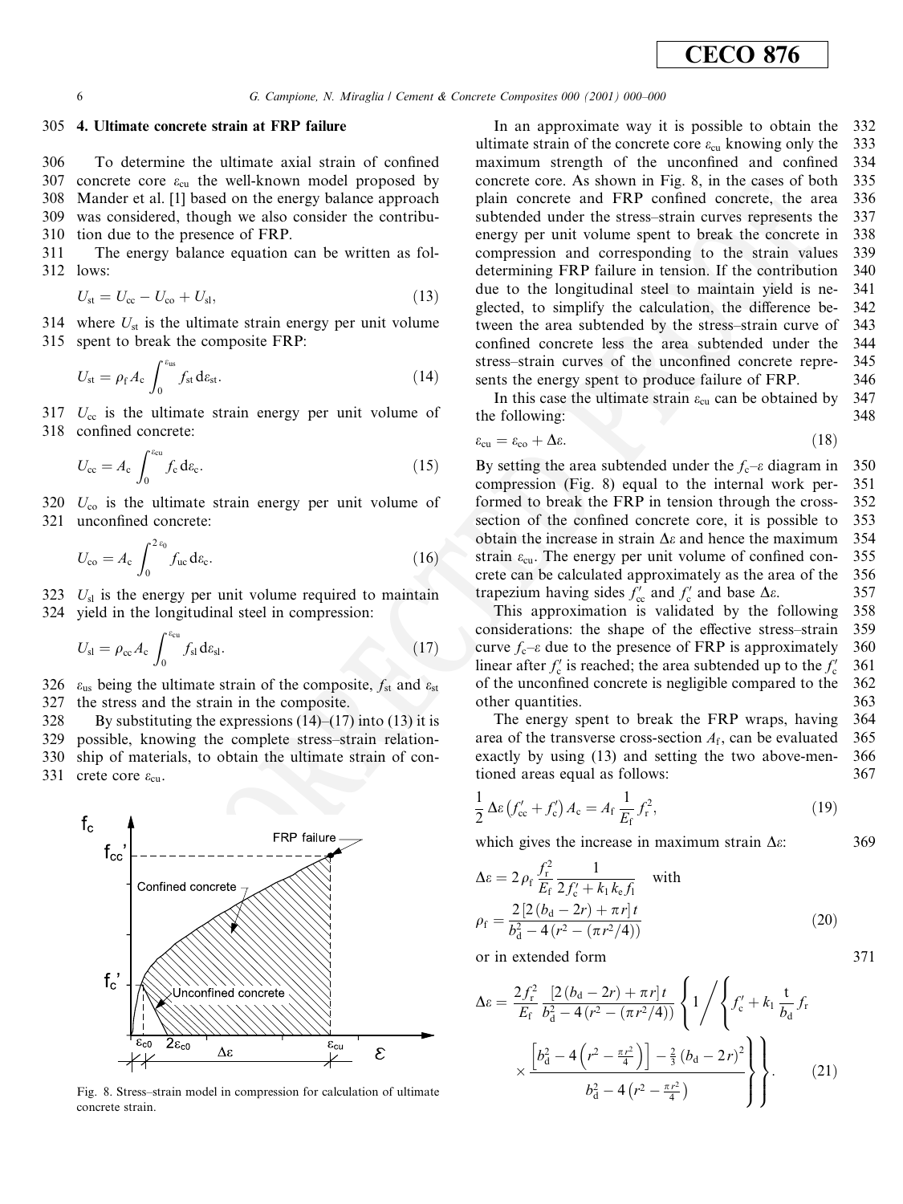## 4. Ultimate concrete strain at FRP failure

To determine the ultimate axial strain of confined concrete core $\varepsilon_{cu}$ the well-known model proposed by Mander et al. [1] based on the energy balance approach was considered, though we also consider the contribution due to the presence of FRP.

The energy balance equation can be written as follows:

$$U_{st} = U_{cc} - U_{co} + U_{sl}, \tag{13}$$

where $U_{st}$ is the ultimate strain energy per unit volume spent to break the composite FRP:

$$U_{st} = \rho_f A_c \int_0^{\varepsilon_{us}} f_{st}\, d\varepsilon_{st}. \tag{14}$$

$U_{cc}$ is the ultimate strain energy per unit volume of confined concrete:

$$U_{cc} = A_c \int_0^{\varepsilon_{cu}} f_c\, d\varepsilon_c. \tag{15}$$

$U_{co}$ is the ultimate strain energy per unit volume of unconfined concrete:

$$U_{co} = A_c \int_0^{2\varepsilon_0} f_{uc}\, d\varepsilon_c. \tag{16}$$

$U_{sl}$ is the energy per unit volume required to maintain yield in the longitudinal steel in compression:

$$U_{sl} = \rho_{cc} A_c \int_0^{\varepsilon_{cu}} f_{sl}\, d\varepsilon_{sl}. \tag{17}$$

$\varepsilon_{us}$ being the ultimate strain of the composite, $f_{st}$ and $\varepsilon_{st}$ the stress and the strain in the composite.

By substituting the expressions (14)–(17) into (13) it is possible, knowing the complete stress–strain relationship of materials, to obtain the ultimate strain of concrete core $\varepsilon_{cu}$.

Fig. 8. Stress–strain model in compression for calculation of ultimate concrete strain.

In an approximate way it is possible to obtain the ultimate strain of the concrete core $\varepsilon_{cu}$ knowing only the maximum strength of the unconfined and confined concrete core. As shown in Fig. 8, in the cases of both plain concrete and FRP confined concrete, the area subtended under the stress–strain curves represents the energy per unit volume spent to break the concrete in compression and corresponding to the strain values determining FRP failure in tension. If the contribution due to the longitudinal steel to maintain yield is neglected, to simplify the calculation, the difference between the area subtended by the stress–strain curve of confined concrete less the area subtended under the stress–strain curves of the unconfined concrete represents the energy spent to produce failure of FRP.

In this case the ultimate strain $\varepsilon_{cu}$ can be obtained by the following:

$$\varepsilon_{cu} = \varepsilon_{co} + \Delta\varepsilon. \tag{18}$$

By setting the area subtended under the $f_c$–$\varepsilon$ diagram in compression (Fig. 8) equal to the internal work performed to break the FRP in tension through the cross-section of the confined concrete core, it is possible to obtain the increase in strain $\Delta\varepsilon$ and hence the maximum strain $\varepsilon_{cu}$. The energy per unit volume of confined concrete can be calculated approximately as the area of the trapezium having sides $f'_{cc}$ and $f'_c$ and base $\Delta\varepsilon$.

This approximation is validated by the following considerations: the shape of the effective stress–strain curve $f_c$–$\varepsilon$ due to the presence of FRP is approximately linear after $f'_c$ is reached; the area subtended up to the $f'_c$ of the unconfined concrete is negligible compared to the other quantities.

The energy spent to break the FRP wraps, having area of the transverse cross-section $A_f$, can be evaluated exactly by using (13) and setting the two above-mentioned areas equal as follows:

$$\frac{1}{2}\Delta\varepsilon\left(f'_{cc} + f'_c\right)A_c = A_f \frac{1}{E_f} f_r^2, \tag{19}$$

which gives the increase in maximum strain $\Delta\varepsilon$:

$$\Delta\varepsilon = 2\rho_f \frac{f_r^2}{E_f}\frac{1}{2f'_c + k_1 k_e f_l} \quad \text{with}$$
$$\rho_f = \frac{2\left[2(b_d - 2r) + \pi r\right]t}{b_d^2 - 4\left(r^2 - (\pi r^2/4)\right)} \tag{20}$$

or in extended form

$$\Delta\varepsilon = \frac{2f_r^2}{E_f}\frac{\left[2(b_d - 2r) + \pi r\right]t}{b_d^2 - 4\left(r^2 - (\pi r^2/4)\right)}\left\{1\Bigg/\left\{f'_c + k_1\frac{t}{b_d}f_r \times \frac{\left[b_d^2 - 4\left(r^2 - \frac{\pi r^2}{4}\right)\right] - \frac{2}{3}(b_d - 2r)^2}{b_d^2 - 4\left(r^2 - \frac{\pi r^2}{4}\right)}\right\}\right\}. \tag{21}$$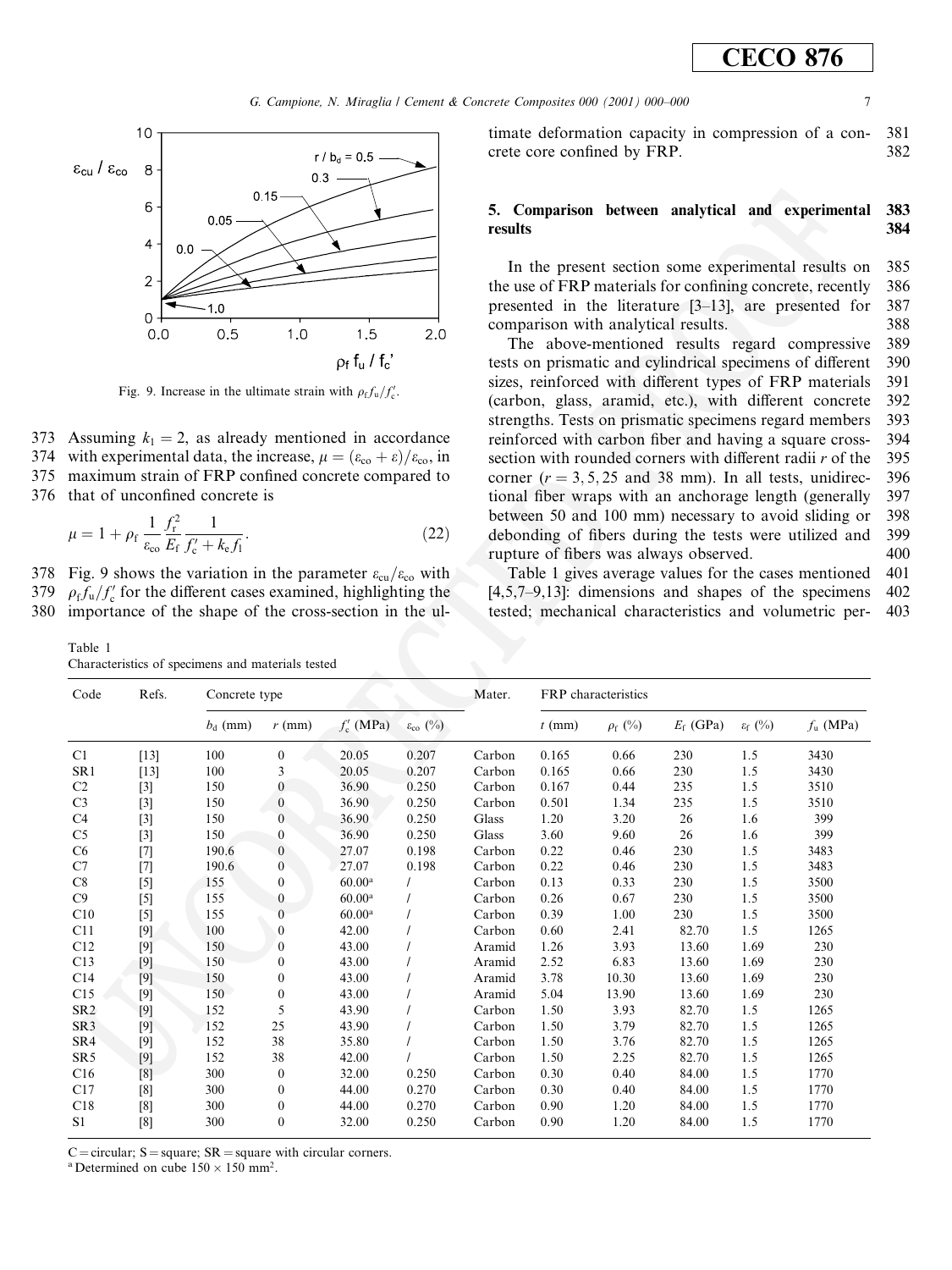Fig. 9. Increase in the ultimate strain with $\rho_f f_u / f'_c$.

Assuming $k_1 = 2$, as already mentioned in accordance with experimental data, the increase, $\mu = (\varepsilon_{co} + \varepsilon)/\varepsilon_{co}$, in maximum strain of FRP confined concrete compared to that of unconfined concrete is

$$\mu = 1 + \rho_f \frac{1}{\varepsilon_{co}} \frac{f_r^2}{E_f} \frac{1}{f'_c + k_e f_l}. \tag{22}$$

Fig. 9 shows the variation in the parameter $\varepsilon_{cu}/\varepsilon_{co}$ with $\rho_f f_u / f'_c$ for the different cases examined, highlighting the importance of the shape of the cross-section in the ultimate deformation capacity in compression of a concrete core confined by FRP.

## 5. Comparison between analytical and experimental results

In the present section some experimental results on the use of FRP materials for confining concrete, recently presented in the literature [3–13], are presented for comparison with analytical results.

The above-mentioned results regard compressive tests on prismatic and cylindrical specimens of different sizes, reinforced with different types of FRP materials (carbon, glass, aramid, etc.), with different concrete strengths. Tests on prismatic specimens regard members reinforced with carbon fiber and having a square cross-section with rounded corners with different radii $r$ of the corner ($r = 3, 5, 25$ and 38 mm). In all tests, unidirectional fiber wraps with an anchorage length (generally between 50 and 100 mm) necessary to avoid sliding or debonding of fibers during the tests were utilized and rupture of fibers was always observed.

Table 1 gives average values for the cases mentioned [4,5,7–9,13]: dimensions and shapes of the specimens tested; mechanical characteristics and volumetric per-

Table 1
Characteristics of specimens and materials tested

| Code | Refs. | Concrete type | | | | Mater. | FRP characteristics | | | | |
|---|---|---|---|---|---|---|---|---|---|---|---|
| | | $b_d$ (mm) | $r$ (mm) | $f'_c$ (MPa) | $\varepsilon_{co}$ (%) | | $t$ (mm) | $\rho_f$ (%) | $E_f$ (GPa) | $\varepsilon_f$ (%) | $f_u$ (MPa) |
| C1 | [13] | 100 | 0 | 20.05 | 0.207 | Carbon | 0.165 | 0.66 | 230 | 1.5 | 3430 |
| SR1 | [13] | 100 | 3 | 20.05 | 0.207 | Carbon | 0.165 | 0.66 | 230 | 1.5 | 3430 |
| C2 | [3] | 150 | 0 | 36.90 | 0.250 | Carbon | 0.167 | 0.44 | 235 | 1.5 | 3510 |
| C3 | [3] | 150 | 0 | 36.90 | 0.250 | Carbon | 0.501 | 1.34 | 235 | 1.5 | 3510 |
| C4 | [3] | 150 | 0 | 36.90 | 0.250 | Glass | 1.20 | 3.20 | 26 | 1.6 | 399 |
| C5 | [3] | 150 | 0 | 36.90 | 0.250 | Glass | 3.60 | 9.60 | 26 | 1.6 | 399 |
| C6 | [7] | 190.6 | 0 | 27.07 | 0.198 | Carbon | 0.22 | 0.46 | 230 | 1.5 | 3483 |
| C7 | [7] | 190.6 | 0 | 27.07 | 0.198 | Carbon | 0.22 | 0.46 | 230 | 1.5 | 3483 |
| C8 | [5] | 155 | 0 | 60.00[a] | / | Carbon | 0.13 | 0.33 | 230 | 1.5 | 3500 |
| C9 | [5] | 155 | 0 | 60.00[a] | / | Carbon | 0.26 | 0.67 | 230 | 1.5 | 3500 |
| C10 | [5] | 155 | 0 | 60.00[a] | / | Carbon | 0.39 | 1.00 | 230 | 1.5 | 3500 |
| C11 | [9] | 100 | 0 | 42.00 | / | Carbon | 0.60 | 2.41 | 82.70 | 1.5 | 1265 |
| C12 | [9] | 150 | 0 | 43.00 | / | Aramid | 1.26 | 3.93 | 13.60 | 1.69 | 230 |
| C13 | [9] | 150 | 0 | 43.00 | / | Aramid | 2.52 | 6.83 | 13.60 | 1.69 | 230 |
| C14 | [9] | 150 | 0 | 43.00 | / | Aramid | 3.78 | 10.30 | 13.60 | 1.69 | 230 |
| C15 | [9] | 150 | 0 | 43.00 | / | Aramid | 5.04 | 13.90 | 13.60 | 1.69 | 230 |
| SR2 | [9] | 152 | 5 | 43.90 | / | Carbon | 1.50 | 3.93 | 82.70 | 1.5 | 1265 |
| SR3 | [9] | 152 | 25 | 43.90 | / | Carbon | 1.50 | 3.79 | 82.70 | 1.5 | 1265 |
| SR4 | [9] | 152 | 38 | 35.80 | / | Carbon | 1.50 | 3.76 | 82.70 | 1.5 | 1265 |
| SR5 | [9] | 152 | 38 | 42.00 | / | Carbon | 1.50 | 2.25 | 82.70 | 1.5 | 1265 |
| C16 | [8] | 300 | 0 | 32.00 | 0.250 | Carbon | 0.30 | 0.40 | 84.00 | 1.5 | 1770 |
| C17 | [8] | 300 | 0 | 44.00 | 0.270 | Carbon | 0.30 | 0.40 | 84.00 | 1.5 | 1770 |
| C18 | [8] | 300 | 0 | 44.00 | 0.270 | Carbon | 0.90 | 1.20 | 84.00 | 1.5 | 1770 |
| S1 | [8] | 300 | 0 | 32.00 | 0.250 | Carbon | 0.90 | 1.20 | 84.00 | 1.5 | 1770 |

C = circular; S = square; SR = square with circular corners.
[a] Determined on cube $150 \times 150$ mm$^2$.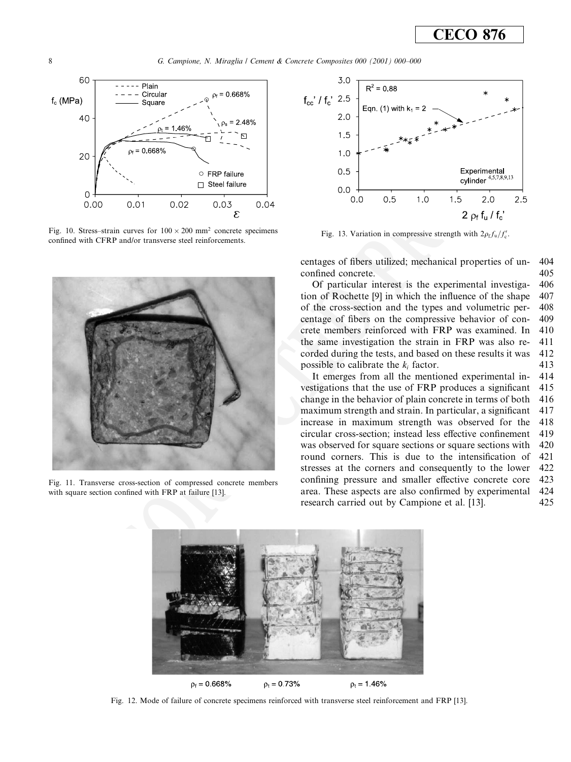Fig. 10. Stress–strain curves for $100 \times 200$ mm$^2$ concrete specimens confined with CFRP and/or transverse steel reinforcements.

Fig. 13. Variation in compressive strength with $2\rho_f f_u / f'_c$.

Fig. 11. Transverse cross-section of compressed concrete members with square section confined with FRP at failure [13].

centages of fibers utilized; mechanical properties of unconfined concrete.

Of particular interest is the experimental investigation of Rochette [9] in which the influence of the shape of the cross-section and the types and volumetric percentage of fibers on the compressive behavior of concrete members reinforced with FRP was examined. In the same investigation the strain in FRP was also recorded during the tests, and based on these results it was possible to calibrate the $k_i$ factor.

It emerges from all the mentioned experimental investigations that the use of FRP produces a significant change in the behavior of plain concrete in terms of both maximum strength and strain. In particular, a significant increase in maximum strength was observed for the circular cross-section; instead less effective confinement was observed for square sections or square sections with round corners. This is due to the intensification of stresses at the corners and consequently to the lower confining pressure and smaller effective concrete core area. These aspects are also confirmed by experimental research carried out by Campione et al. [13].

$\rho_f = 0.668\%$ $\rho_t = 0.73\%$ $\rho_t = 1.46\%$

Fig. 12. Mode of failure of concrete specimens reinforced with transverse steel reinforcement and FRP [13].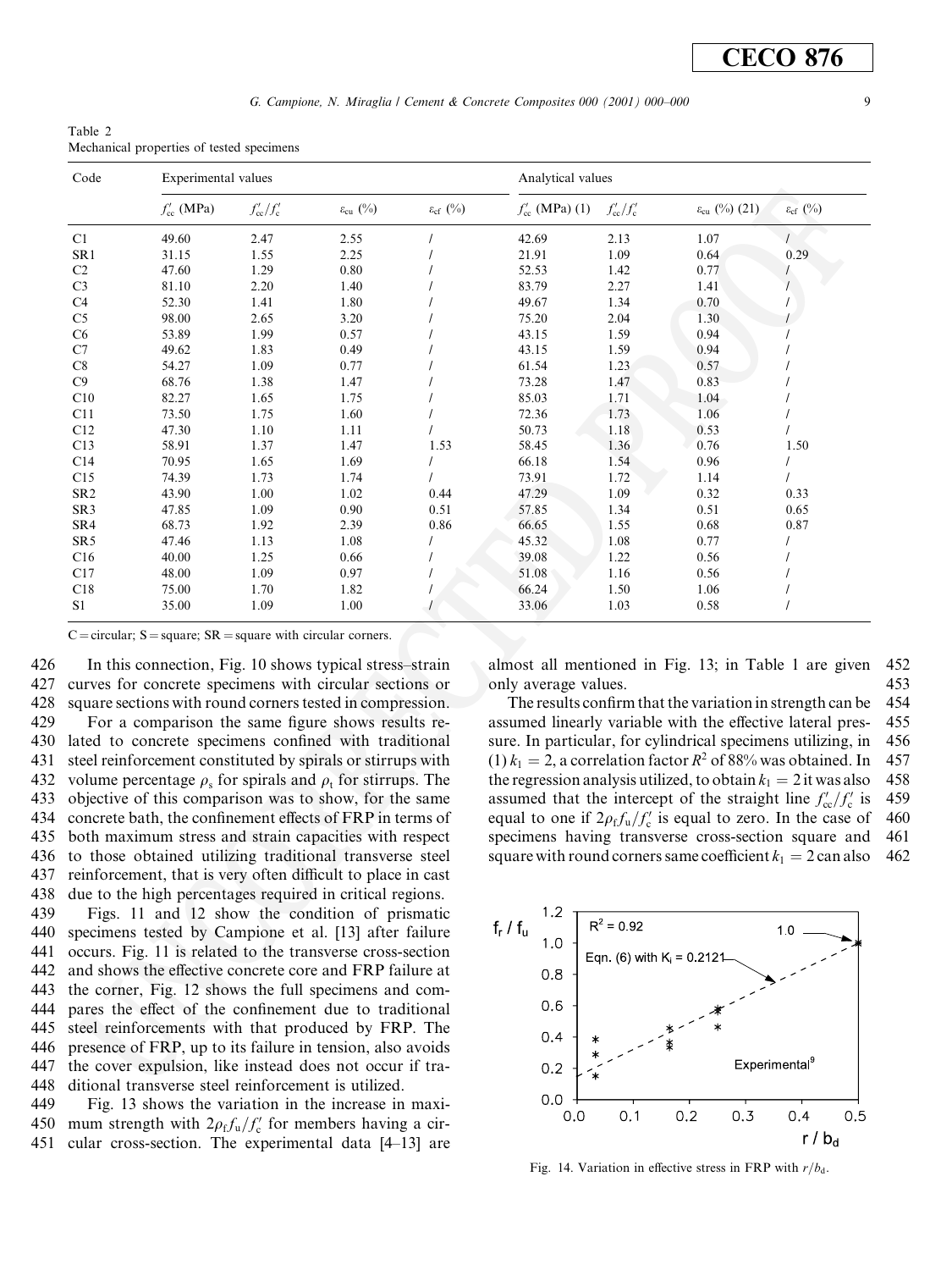Table 2
Mechanical properties of tested specimens

| Code | Experimental values | | | | Analytical values | | | |
|---|---|---|---|---|---|---|---|---|
| | $f'_{cc}$ (MPa) | $f'_{cc}/f'_c$ | $\varepsilon_{cu}$ (%) | $\varepsilon_{cf}$ (%) | $f'_{cc}$ (MPa) (1) | $f'_{cc}/f'_c$ | $\varepsilon_{cu}$ (%) (21) | $\varepsilon_{cf}$ (%) |
| C1 | 49.60 | 2.47 | 2.55 | / | 42.69 | 2.13 | 1.07 | / |
| SR1 | 31.15 | 1.55 | 2.25 | / | 21.91 | 1.09 | 0.64 | 0.29 |
| C2 | 47.60 | 1.29 | 0.80 | / | 52.53 | 1.42 | 0.77 | / |
| C3 | 81.10 | 2.20 | 1.40 | / | 83.79 | 2.27 | 1.41 | / |
| C4 | 52.30 | 1.41 | 1.80 | / | 49.67 | 1.34 | 0.70 | / |
| C5 | 98.00 | 2.65 | 3.20 | / | 75.20 | 2.04 | 1.30 | / |
| C6 | 53.89 | 1.99 | 0.57 | / | 43.15 | 1.59 | 0.94 | / |
| C7 | 49.62 | 1.83 | 0.49 | / | 43.15 | 1.59 | 0.94 | / |
| C8 | 54.27 | 1.09 | 0.77 | / | 61.54 | 1.23 | 0.57 | / |
| C9 | 68.76 | 1.38 | 1.47 | / | 73.28 | 1.47 | 0.83 | / |
| C10 | 82.27 | 1.65 | 1.75 | / | 85.03 | 1.71 | 1.04 | / |
| C11 | 73.50 | 1.75 | 1.60 | / | 72.36 | 1.73 | 1.06 | / |
| C12 | 47.30 | 1.10 | 1.11 | / | 50.73 | 1.18 | 0.53 | / |
| C13 | 58.91 | 1.37 | 1.47 | 1.53 | 58.45 | 1.36 | 0.76 | 1.50 |
| C14 | 70.95 | 1.65 | 1.69 | / | 66.18 | 1.54 | 0.96 | / |
| C15 | 74.39 | 1.73 | 1.74 | / | 73.91 | 1.72 | 1.14 | / |
| SR2 | 43.90 | 1.00 | 1.02 | 0.44 | 47.29 | 1.09 | 0.32 | 0.33 |
| SR3 | 47.85 | 1.09 | 0.90 | 0.51 | 57.85 | 1.34 | 0.51 | 0.65 |
| SR4 | 68.73 | 1.92 | 2.39 | 0.86 | 66.65 | 1.55 | 0.68 | 0.87 |
| SR5 | 47.46 | 1.13 | 1.08 | / | 45.32 | 1.08 | 0.77 | / |
| C16 | 40.00 | 1.25 | 0.66 | / | 39.08 | 1.22 | 0.56 | / |
| C17 | 48.00 | 1.09 | 0.97 | / | 51.08 | 1.16 | 0.56 | / |
| C18 | 75.00 | 1.70 | 1.82 | / | 66.24 | 1.50 | 1.06 | / |
| S1 | 35.00 | 1.09 | 1.00 | / | 33.06 | 1.03 | 0.58 | / |

C = circular; S = square; SR = square with circular corners.

In this connection, Fig. 10 shows typical stress–strain curves for concrete specimens with circular sections or square sections with round corners tested in compression.

For a comparison the same figure shows results related to concrete specimens confined with traditional steel reinforcement constituted by spirals or stirrups with volume percentage $\rho_s$ for spirals and $\rho_t$ for stirrups. The objective of this comparison was to show, for the same concrete bath, the confinement effects of FRP in terms of both maximum stress and strain capacities with respect to those obtained utilizing traditional transverse steel reinforcement, that is very often difficult to place in cast due to the high percentages required in critical regions.

Figs. 11 and 12 show the condition of prismatic specimens tested by Campione et al. [13] after failure occurs. Fig. 11 is related to the transverse cross-section and shows the effective concrete core and FRP failure at the corner, Fig. 12 shows the full specimens and compares the effect of the confinement due to traditional steel reinforcements with that produced by FRP. The presence of FRP, up to its failure in tension, also avoids the cover expulsion, like instead does not occur if traditional transverse steel reinforcement is utilized.

Fig. 13 shows the variation in the increase in maximum strength with $2\rho_f f_u/f'_c$ for members having a circular cross-section. The experimental data [4–13] are almost all mentioned in Fig. 13; in Table 1 are given only average values.

The results confirm that the variation in strength can be assumed linearly variable with the effective lateral pressure. In particular, for cylindrical specimens utilizing, in (1) $k_1 = 2$, a correlation factor $R^2$ of 88% was obtained. In the regression analysis utilized, to obtain $k_1 = 2$ it was also assumed that the intercept of the straight line $f'_{cc}/f'_c$ is equal to one if $2\rho_f f_u/f'_c$ is equal to zero. In the case of specimens having transverse cross-section square and square with round corners same coefficient $k_1 = 2$ can also

Fig. 14. Variation in effective stress in FRP with $r/b_d$.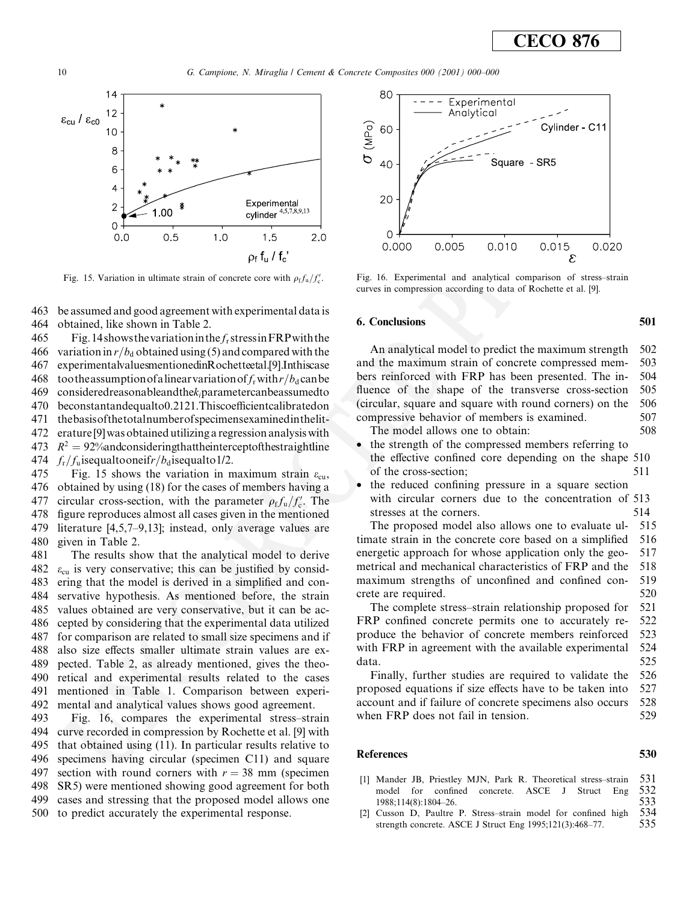Fig. 15. Variation in ultimate strain of concrete core with $\rho_f f_u / f_c'$.

Fig. 16. Experimental and analytical comparison of stress–strain curves in compression according to data of Rochette et al. [9].

be assumed and good agreement with experimental data is obtained, like shown in Table 2.

Fig. 14 shows the variation in the $f_r$ stress in FRP with the variation in $r/b_d$ obtained using (5) and compared with the experimental values mentioned in Rochette et al. [9]. In this case too the assumption of a linear variation of $f_r$ with $r/b_d$ can be considered reasonable and the $k_i$ parameter can be assumed to be constant and equal to 0.2121. This coefficient calibrated on the basis of the total number of specimens examined in the literature [9] was obtained utilizing a regression analysis with $R^2 = 92\%$ and considering that the intercept of the straight line $f_r/f_u$ is equal to one if $r/b_d$ is equal to 1/2.

Fig. 15 shows the variation in maximum strain $\varepsilon_{cu}$, obtained by using (18) for the cases of members having a circular cross-section, with the parameter $\rho_f f_u / f_c'$. The figure reproduces almost all cases given in the mentioned literature [4,5,7–9,13]; instead, only average values are given in Table 2.

The results show that the analytical model to derive $\varepsilon_{cu}$ is very conservative; this can be justified by considering that the model is derived in a simplified and conservative hypothesis. As mentioned before, the strain values obtained are very conservative, but it can be accepted by considering that the experimental data utilized for comparison are related to small size specimens and if also size effects smaller ultimate strain values are expected. Table 2, as already mentioned, gives the theoretical and experimental results related to the cases mentioned in Table 1. Comparison between experimental and analytical values shows good agreement.

Fig. 16, compares the experimental stress–strain curve recorded in compression by Rochette et al. [9] with that obtained using (11). In particular results relative to specimens having circular (specimen C11) and square section with round corners with $r = 38$ mm (specimen SR5) were mentioned showing good agreement for both cases and stressing that the proposed model allows one to predict accurately the experimental response.

## 6. Conclusions

An analytical model to predict the maximum strength and the maximum strain of concrete compressed members reinforced with FRP has been presented. The influence of the shape of the transverse cross-section (circular, square and square with round corners) on the compressive behavior of members is examined.

The model allows one to obtain:

- the strength of the compressed members referring to the effective confined core depending on the shape of the cross-section;
- the reduced confining pressure in a square section with circular corners due to the concentration of stresses at the corners.

The proposed model also allows one to evaluate ultimate strain in the concrete core based on a simplified energetic approach for whose application only the geometrical and mechanical characteristics of FRP and the maximum strengths of unconfined and confined concrete are required.

The complete stress–strain relationship proposed for FRP confined concrete permits one to accurately reproduce the behavior of concrete members reinforced with FRP in agreement with the available experimental data.

Finally, further studies are required to validate the proposed equations if size effects have to be taken into account and if failure of concrete specimens also occurs when FRP does not fail in tension.

## References

[1] Mander JB, Priestley MJN, Park R. Theoretical stress–strain model for confined concrete. ASCE J Struct Eng 1988;114(8):1804–26.

[2] Cusson D, Paultre P. Stress–strain model for confined high strength concrete. ASCE J Struct Eng 1995;121(3):468–77.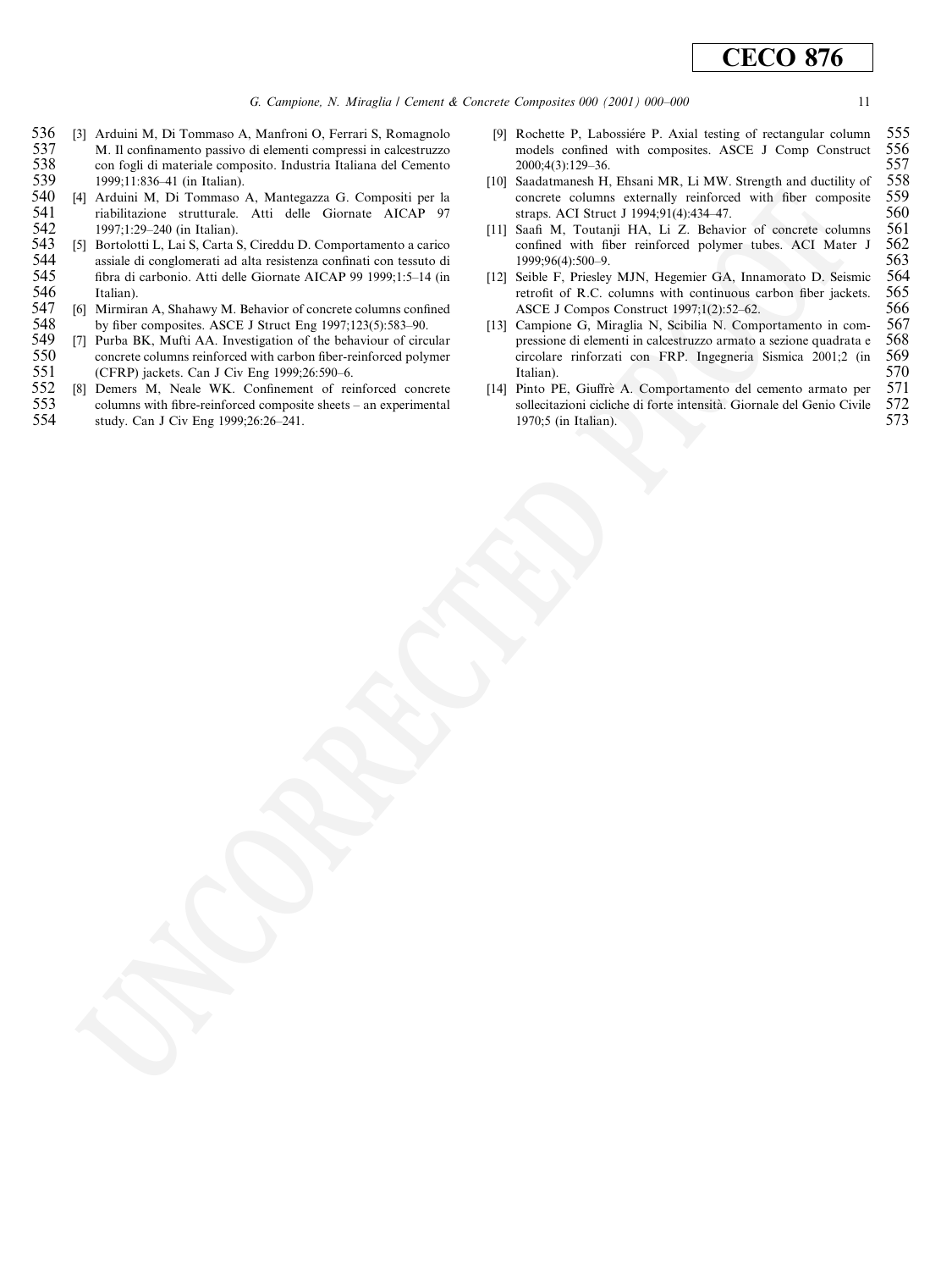[3] Arduini M, Di Tommaso A, Manfroni O, Ferrari S, Romagnolo M. Il confinamento passivo di elementi compressi in calcestruzzo con fogli di materiale composito. Industria Italiana del Cemento 1999;11:836–41 (in Italian).

[4] Arduini M, Di Tommaso A, Mantegazza G. Compositi per la riabilitazione strutturale. Atti delle Giornate AICAP 97 1997;1:29–240 (in Italian).

[5] Bortolotti L, Lai S, Carta S, Cireddu D. Comportamento a carico assiale di conglomerati ad alta resistenza confinati con tessuto di fibra di carbonio. Atti delle Giornate AICAP 99 1999;1:5–14 (in Italian).

[6] Mirmiran A, Shahawy M. Behavior of concrete columns confined by fiber composites. ASCE J Struct Eng 1997;123(5):583–90.

[7] Purba BK, Mufti AA. Investigation of the behaviour of circular concrete columns reinforced with carbon fiber-reinforced polymer (CFRP) jackets. Can J Civ Eng 1999;26:590–6.

[8] Demers M, Neale WK. Confinement of reinforced concrete columns with fibre-reinforced composite sheets – an experimental study. Can J Civ Eng 1999;26:26–241.

[9] Rochette P, Labossiére P. Axial testing of rectangular column models confined with composites. ASCE J Comp Construct 2000;4(3):129–36.

[10] Saadatmanesh H, Ehsani MR, Li MW. Strength and ductility of concrete columns externally reinforced with fiber composite straps. ACI Struct J 1994;91(4):434–47.

[11] Saafi M, Toutanji HA, Li Z. Behavior of concrete columns confined with fiber reinforced polymer tubes. ACI Mater J 1999;96(4):500–9.

[12] Seible F, Priesley MJN, Hegemier GA, Innamorato D. Seismic retrofit of R.C. columns with continuous carbon fiber jackets. ASCE J Compos Construct 1997;1(2):52–62.

[13] Campione G, Miraglia N, Scibilia N. Comportamento in compressione di elementi in calcestruzzo armato a sezione quadrata e circolare rinforzati con FRP. Ingegneria Sismica 2001;2 (in Italian).

[14] Pinto PE, Giuffrè A. Comportamento del cemento armato per sollecitazioni cicliche di forte intensità. Giornale del Genio Civile 1970;5 (in Italian).